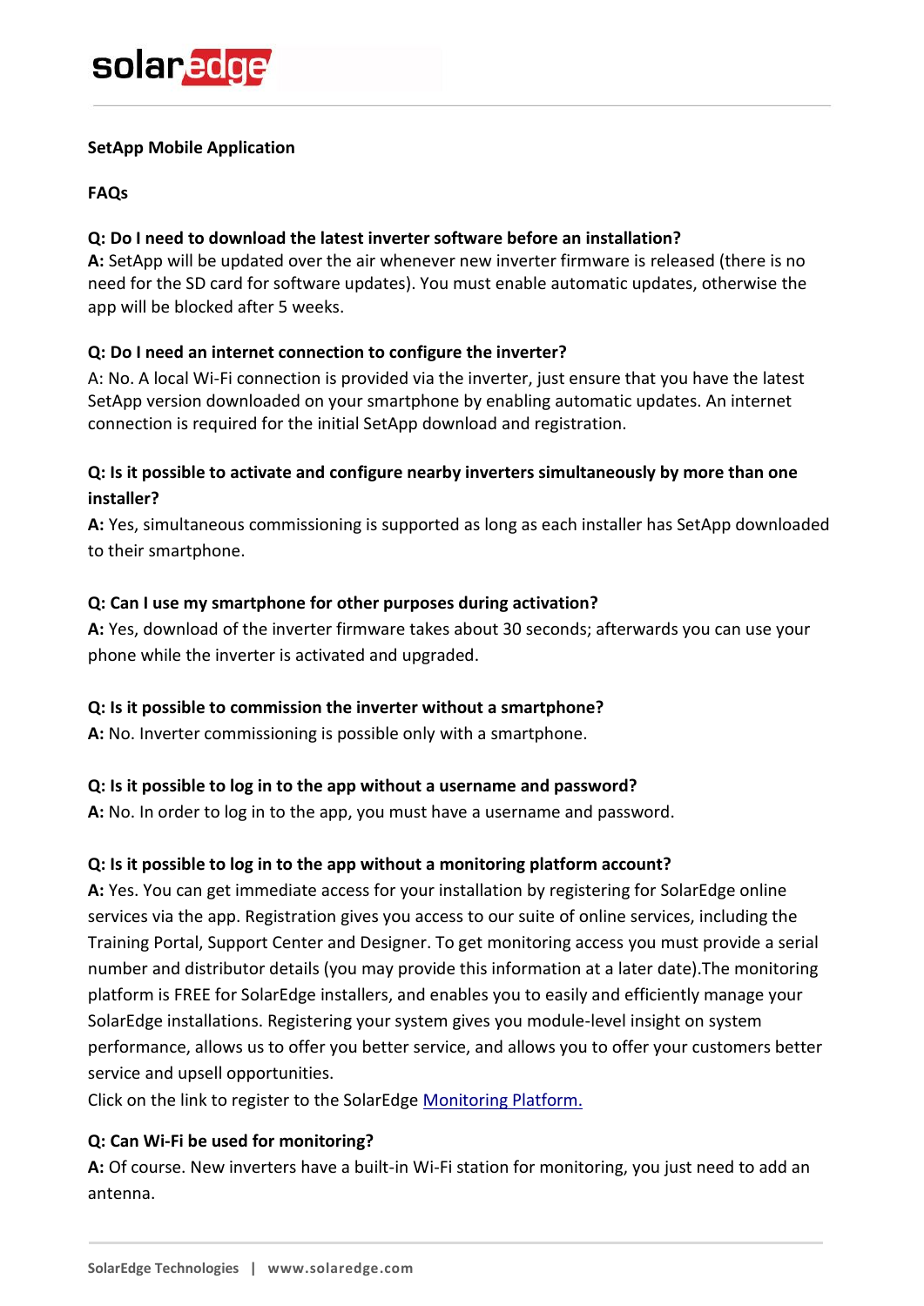## SetApp Mobile Application

### FAQs

**Q: Do I need to download the latest inverter software before an installation?**
**A:** SetApp will be updated over the air whenever new inverter firmware is released (there is no need for the SD card for software updates). You must enable automatic updates, otherwise the app will be blocked after 5 weeks.

**Q: Do I need an internet connection to configure the inverter?**
A: No. A local Wi-Fi connection is provided via the inverter, just ensure that you have the latest SetApp version downloaded on your smartphone by enabling automatic updates. An internet connection is required for the initial SetApp download and registration.

**Q: Is it possible to activate and configure nearby inverters simultaneously by more than one installer?**
**A:** Yes, simultaneous commissioning is supported as long as each installer has SetApp downloaded to their smartphone.

**Q: Can I use my smartphone for other purposes during activation?**
**A:** Yes, download of the inverter firmware takes about 30 seconds; afterwards you can use your phone while the inverter is activated and upgraded.

**Q: Is it possible to commission the inverter without a smartphone?**
**A:** No. Inverter commissioning is possible only with a smartphone.

**Q: Is it possible to log in to the app without a username and password?**
**A:** No. In order to log in to the app, you must have a username and password.

**Q: Is it possible to log in to the app without a monitoring platform account?**
**A:** Yes. You can get immediate access for your installation by registering for SolarEdge online services via the app. Registration gives you access to our suite of online services, including the Training Portal, Support Center and Designer. To get monitoring access you must provide a serial number and distributor details (you may provide this information at a later date).The monitoring platform is FREE for SolarEdge installers, and enables you to easily and efficiently manage your SolarEdge installations. Registering your system gives you module-level insight on system performance, allows us to offer you better service, and allows you to offer your customers better service and upsell opportunities.
Click on the link to register to the SolarEdge Monitoring Platform.

**Q: Can Wi-Fi be used for monitoring?**
**A:** Of course. New inverters have a built-in Wi-Fi station for monitoring, you just need to add an antenna.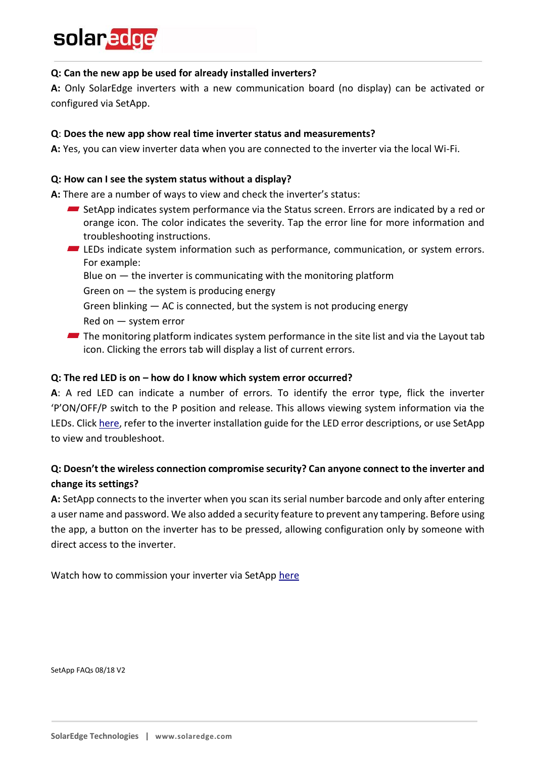**Q: Can the new app be used for already installed inverters?**

**A:** Only SolarEdge inverters with a new communication board (no display) can be activated or configured via SetApp.

**Q**: **Does the new app show real time inverter status and measurements?**

**A:** Yes, you can view inverter data when you are connected to the inverter via the local Wi-Fi.

**Q: How can I see the system status without a display?**

**A:** There are a number of ways to view and check the inverter's status:

- SetApp indicates system performance via the Status screen. Errors are indicated by a red or orange icon. The color indicates the severity. Tap the error line for more information and troubleshooting instructions.
- LEDs indicate system information such as performance, communication, or system errors. For example:
  Blue on — the inverter is communicating with the monitoring platform
  Green on — the system is producing energy
  Green blinking — AC is connected, but the system is not producing energy
  Red on — system error
- The monitoring platform indicates system performance in the site list and via the Layout tab icon. Clicking the errors tab will display a list of current errors.

**Q: The red LED is on – how do I know which system error occurred?**

**A**: A red LED can indicate a number of errors. To identify the error type, flick the inverter 'P'ON/OFF/P switch to the P position and release. This allows viewing system information via the LEDs. Click here, refer to the inverter installation guide for the LED error descriptions, or use SetApp to view and troubleshoot.

**Q: Doesn't the wireless connection compromise security? Can anyone connect to the inverter and change its settings?**

**A:** SetApp connects to the inverter when you scan its serial number barcode and only after entering a user name and password. We also added a security feature to prevent any tampering. Before using the app, a button on the inverter has to be pressed, allowing configuration only by someone with direct access to the inverter.

Watch how to commission your inverter via SetApp here

SetApp FAQs 08/18 V2